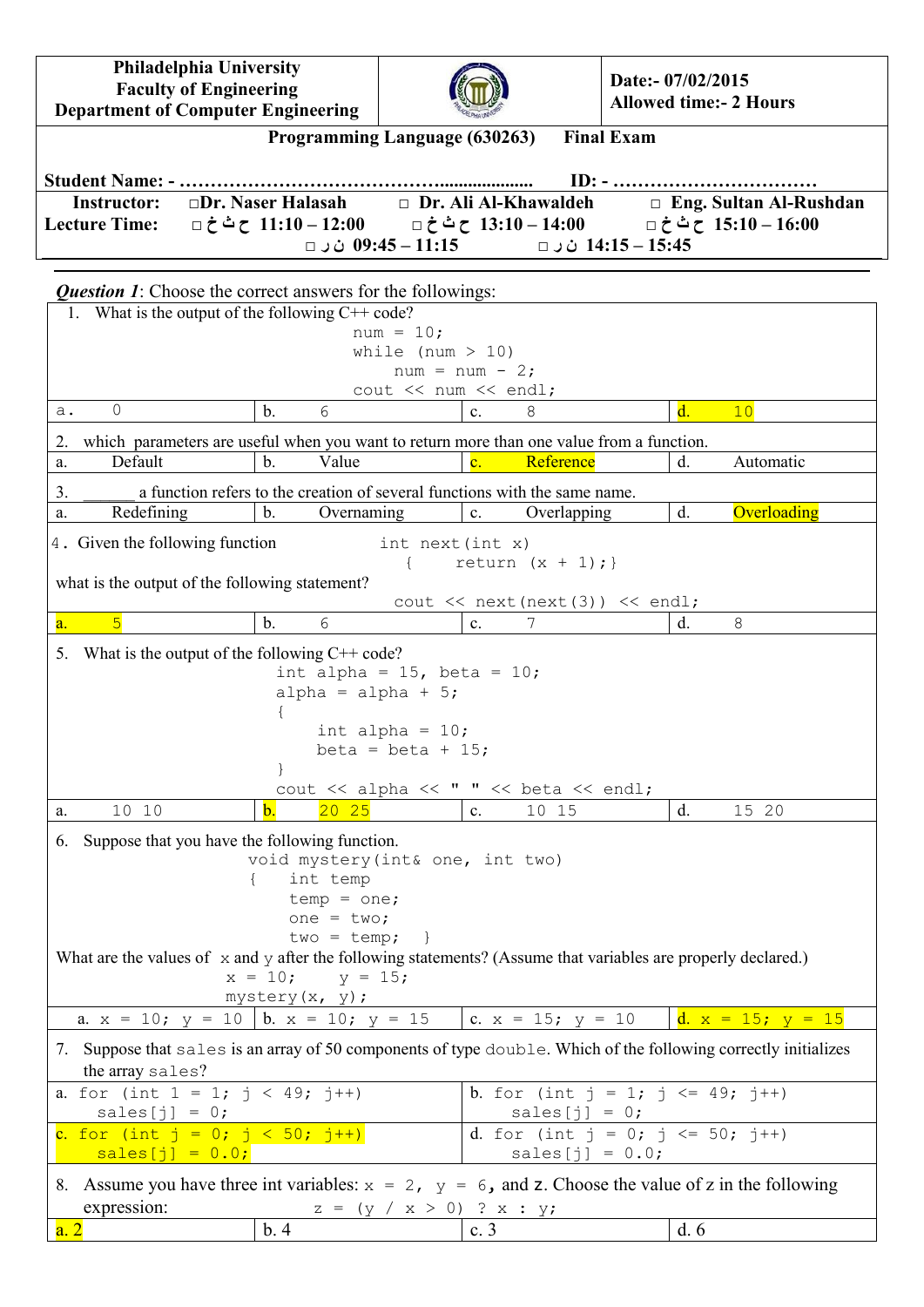| **Philadelphia University**<br>**Faculty of Engineering**<br>**Department of Computer Engineering** | | **Date:- 07/02/2015**<br>**Allowed time:- 2 Hours** |
|---|---|---|

**Programming Language (630263)** **Final Exam**

**Student Name: - ……………………………………………………** **ID: - ……………………………**

| **Instructor:** | □**Dr. Naser Halasah** | □ **Dr. Ali Al-Khawaldeh** | □ **Eng. Sultan Al-Rushdan** |
|---|---|---|---|
| **Lecture Time:** | □ ح ث خ **11:10 – 12:00** | □ ح ث خ **13:10 – 14:00** | □ ح ث خ **15:10 – 16:00** |
| | □ ن ر **09:45 – 11:15** | □ ن ر **14:15 – 15:45** | |

***Question 1***: Choose the correct answers for the followings:

1. What is the output of the following C++ code?

```
num = 10;
while (num > 10)
    num = num - 2;
cout << num << endl;
```

| a. 0 | b. 6 | c. 8 | d. 10 |
|---|---|---|---|

2. which parameters are useful when you want to return more than one value from a function.

| a. Default | b. Value | c. Reference | d. Automatic |
|---|---|---|---|

3. ______ a function refers to the creation of several functions with the same name.

| a. Redefining | b. Overnaming | c. Overlapping | d. Overloading |
|---|---|---|---|

4. Given the following function

```
int next(int x)
  {   return (x + 1);}
```

what is the output of the following statement?

```
cout << next(next(3)) << endl;
```

| a. 5 | b. 6 | c. 7 | d. 8 |
|---|---|---|---|

5. What is the output of the following C++ code?

```
int alpha = 15, beta = 10;
alpha = alpha + 5;
{
    int alpha = 10;
    beta = beta + 15;
}
cout << alpha << " " << beta << endl;
```

| a. 10 10 | b. 20 25 | c. 10 15 | d. 15 20 |
|---|---|---|---|

6. Suppose that you have the following function.

```
void mystery(int& one, int two)
{   int temp
    temp = one;
    one = two;
    two = temp;  }
```

What are the values of x and y after the following statements? (Assume that variables are properly declared.)

```
x = 10;    y = 15;
mystery(x, y);
```

| a. x = 10; y = 10 | b. x = 10; y = 15 | c. x = 15; y = 10 | d. x = 15; y = 15 |
|---|---|---|---|

7. Suppose that sales is an array of 50 components of type double. Which of the following correctly initializes the array sales?

| | |
|---|---|
| a. `for (int 1 = 1; j < 49; j++)`<br>`sales[j] = 0;` | b. `for (int j = 1; j <= 49; j++)`<br>`sales[j] = 0;` |
| c. `for (int j = 0; j < 50; j++)`<br>`sales[j] = 0.0;` | d. `for (int j = 0; j <= 50; j++)`<br>`sales[j] = 0.0;` |

8. Assume you have three int variables: x = 2, y = 6, and z. Choose the value of z in the following expression: `z = (y / x > 0) ? x : y;`

| a. 2 | b. 4 | c. 3 | d. 6 |
|---|---|---|---|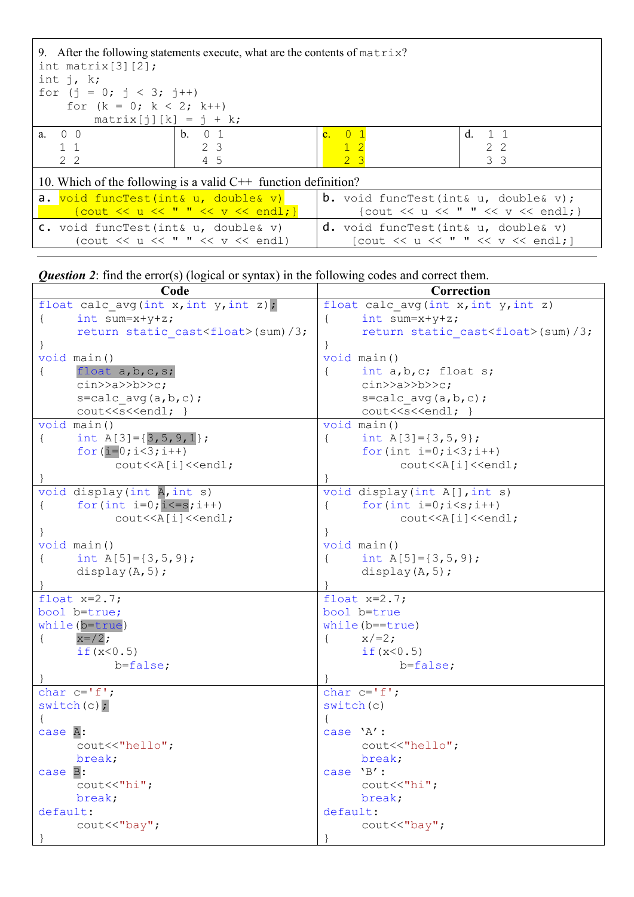9. After the following statements execute, what are the contents of `matrix`?

```
int matrix[3][2];
int j, k;
for (j = 0; j < 3; j++)
    for (k = 0; k < 2; k++)
        matrix[j][k] = j + k;
```

| a. | b. | c. | d. |
|---|---|---|---|
| 0 0<br>1 1<br>2 2 | 0 1<br>2 3<br>4 5 | 0 1<br>1 2<br>2 3 | 1 1<br>2 2<br>3 3 |

10. Which of the following is a valid C++ function definition?

| | |
|---|---|
| a. `void funcTest(int& u, double& v)`<br>`{cout << u << " " << v << endl;}` | b. `void funcTest(int& u, double& v);`<br>`{cout << u << " " << v << endl;}` |
| c. `void funcTest(int& u, double& v)`<br>`(cout << u << " " << v << endl)` | d. `void funcTest(int& u, double& v)`<br>`[cout << u << " " << v << endl;]` |

***Question 2***: find the error(s) (logical or syntax) in the following codes and correct them.

| Code | Correction |
|---|---|
| <pre>float calc_avg(int x,int y,int z);<br>{     int sum=x+y+z;<br>      return static_cast<float>(sum)/3;<br>}<br>void main()<br>{     float a,b,c,s;<br>      cin>>a>>b>>c;<br>      s=calc_avg(a,b,c);<br>      cout<<s<<endl; }</pre> | <pre>float calc_avg(int x,int y,int z)<br>{     int sum=x+y+z;<br>      return static_cast<float>(sum)/3;<br>}<br>void main()<br>{     int a,b,c; float s;<br>      cin>>a>>b>>c;<br>      s=calc_avg(a,b,c);<br>      cout<<s<<endl; }</pre> |
| <pre>void main()<br>{     int A[3]={3,5,9,1};<br>      for(i=0;i<3;i++)<br>          cout<<A[i]<<endl;<br>}</pre> | <pre>void main()<br>{     int A[3]={3,5,9};<br>      for(int i=0;i<3;i++)<br>          cout<<A[i]<<endl;<br>}</pre> |
| <pre>void display(int A,int s)<br>{     for(int i=0;i<=s;i++)<br>          cout<<A[i]<<endl;<br>}<br>void main()<br>{     int A[5]={3,5,9};<br>      display(A,5);<br>}</pre> | <pre>void display(int A[],int s)<br>{     for(int i=0;i<s;i++)<br>          cout<<A[i]<<endl;<br>}<br>void main()<br>{     int A[5]={3,5,9};<br>      display(A,5);<br>}</pre> |
| <pre>float x=2.7;<br>bool b=true;<br>while(b=true)<br>{     x=/2;<br>      if(x<0.5)<br>          b=false;<br>}</pre> | <pre>float x=2.7;<br>bool b=true<br>while(b==true)<br>{     x/=2;<br>      if(x<0.5)<br>          b=false;<br>}</pre> |
| <pre>char c='f';<br>switch(c);<br>{<br>case A:<br>      cout<<"hello";<br>      break;<br>case B:<br>      cout<<"hi";<br>      break;<br>default:<br>      cout<<"bay";<br>}</pre> | <pre>char c='f';<br>switch(c)<br>{<br>case 'A':<br>      cout<<"hello";<br>      break;<br>case 'B':<br>      cout<<"hi";<br>      break;<br>default:<br>      cout<<"bay";<br>}</pre> |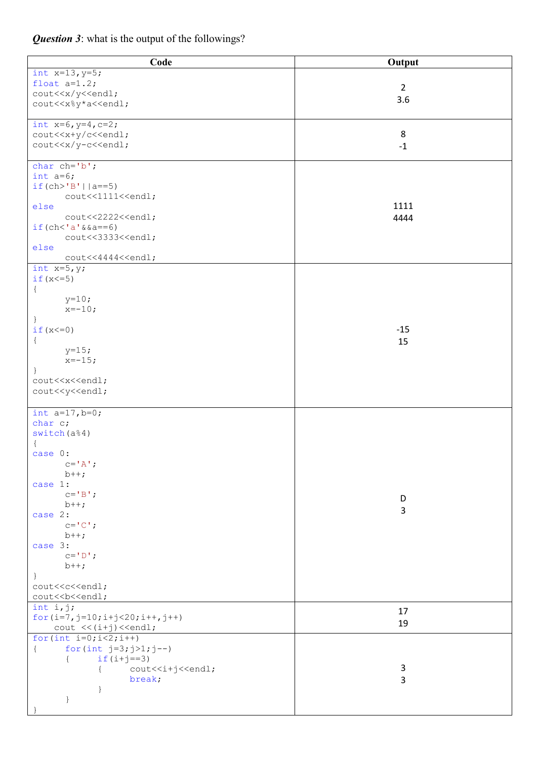***Question 3***: what is the output of the followings?

| Code | Output |
|---|---|
| `int x=13,y=5;`<br>`float a=1.2;`<br>`cout<<x/y<<endl;`<br>`cout<<x%y*a<<endl;` | 2<br>3.6 |
| `int x=6,y=4,c=2;`<br>`cout<<x+y/c<<endl;`<br>`cout<<x/y-c<<endl;` | 8<br>-1 |
| `char ch='b';`<br>`int a=6;`<br>`if(ch>'B'\|\|a==5)`<br>`      cout<<1111<<endl;`<br>`else`<br>`      cout<<2222<<endl;`<br>`if(ch<'a'&&a==6)`<br>`      cout<<3333<<endl;`<br>`else`<br>`      cout<<4444<<endl;` | 1111<br>4444 |
| `int x=5,y;`<br>`if(x<=5)`<br>`{`<br>`      y=10;`<br>`      x=-10;`<br>`}`<br>`if(x<=0)`<br>`{`<br>`      y=15;`<br>`      x=-15;`<br>`}`<br>`cout<<x<<endl;`<br>`cout<<y<<endl;` | -15<br>15 |
| `int a=17,b=0;`<br>`char c;`<br>`switch(a%4)`<br>`{`<br>`case 0:`<br>`      c='A';`<br>`      b++;`<br>`case 1:`<br>`      c='B';`<br>`      b++;`<br>`case 2:`<br>`      c='C';`<br>`      b++;`<br>`case 3:`<br>`      c='D';`<br>`      b++;`<br>`}`<br>`cout<<c<<endl;`<br>`cout<<b<<endl;` | D<br>3 |
| `int i,j;`<br>`for(i=7,j=10;i+j<20;i++,j++)`<br>`    cout <<(i+j)<<endl;` | 17<br>19 |
| `for(int i=0;i<2;i++)`<br>`{     for(int j=3;j>1;j--)`<br>`      {     if(i+j==3)`<br>`            {     cout<<i+j<<endl;`<br>`                  break;`<br>`            }`<br>`      }`<br>`}` | 3<br>3 |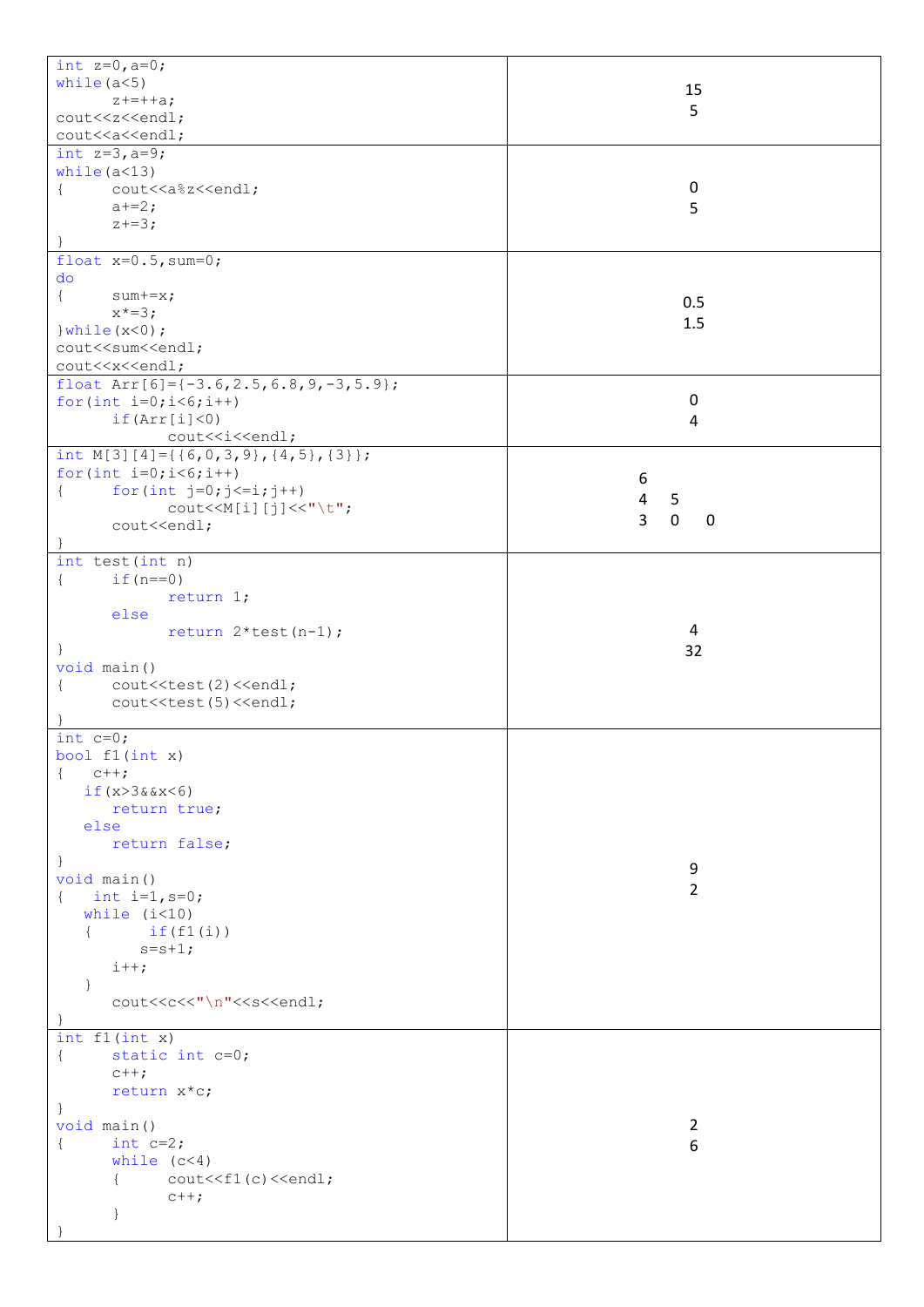| Code | Output |
|---|---|
| `int z=0,a=0;`<br>`while(a<5)`<br>`      z+=++a;`<br>`cout<<z<<endl;`<br>`cout<<a<<endl;` | 15<br>5 |
| `int z=3,a=9;`<br>`while(a<13)`<br>`{     cout<<a%z<<endl;`<br>`      a+=2;`<br>`      z+=3;`<br>`}` | 0<br>5 |
| `float x=0.5,sum=0;`<br>`do`<br>`{     sum+=x;`<br>`      x*=3;`<br>`}while(x<0);`<br>`cout<<sum<<endl;`<br>`cout<<x<<endl;` | 0.5<br>1.5 |
| `float Arr[6]={-3.6,2.5,6.8,9,-3,5.9};`<br>`for(int i=0;i<6;i++)`<br>`      if(Arr[i]<0)`<br>`            cout<<i<<endl;` | 0<br>4 |
| `int M[3][4]={{6,0,3,9},{4,5},{3}};`<br>`for(int i=0;i<6;i++)`<br>`{     for(int j=0;j<=i;j++)`<br>`            cout<<M[i][j]<<"\t";`<br>`      cout<<endl;`<br>`}` | 6<br>4     5<br>3     0     0 |
| `int test(int n)`<br>`{     if(n==0)`<br>`            return 1;`<br>`      else`<br>`            return 2*test(n-1);`<br>`}`<br>`void main()`<br>`{     cout<<test(2)<<endl;`<br>`      cout<<test(5)<<endl;`<br>`}` | 4<br>32 |
| `int c=0;`<br>`bool f1(int x)`<br>`{   c++;`<br>`   if(x>3&&x<6)`<br>`      return true;`<br>`   else`<br>`      return false;`<br>`}`<br>`void main()`<br>`{   int i=1,s=0;`<br>`   while (i<10)`<br>`   {      if(f1(i))`<br>`         s=s+1;`<br>`      i++;`<br>`   }`<br>`      cout<<c<<"\n"<<s<<endl;`<br>`}` | 9<br>2 |
| `int f1(int x)`<br>`{     static int c=0;`<br>`      c++;`<br>`      return x*c;`<br>`}`<br>`void main()`<br>`{     int c=2;`<br>`      while (c<4)`<br>`      {     cout<<f1(c)<<endl;`<br>`            c++;`<br>`      }`<br>`}` | 2<br>6 |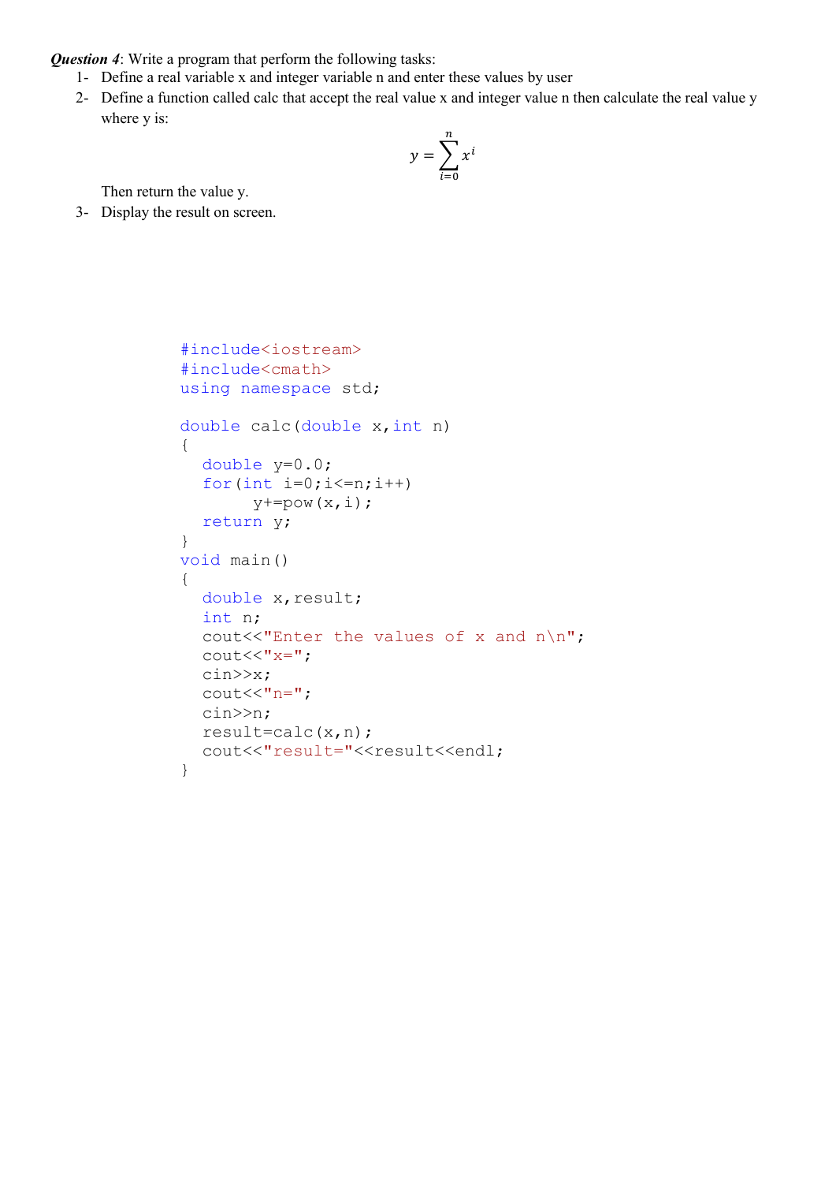***Question 4***: Write a program that perform the following tasks:

1- Define a real variable x and integer variable n and enter these values by user
2- Define a function called calc that accept the real value x and integer value n then calculate the real value y where y is:

$$y = \sum_{i=0}^{n} x^i$$

Then return the value y.
3- Display the result on screen.

```
#include<iostream>
#include<cmath>
using namespace std;

double calc(double x,int n)
{
   double y=0.0;
   for(int i=0;i<=n;i++)
        y+=pow(x,i);
   return y;
}
void main()
{
   double x,result;
   int n;
   cout<<"Enter the values of x and n\n";
   cout<<"x=";
   cin>>x;
   cout<<"n=";
   cin>>n;
   result=calc(x,n);
   cout<<"result="<<result<<endl;
}
```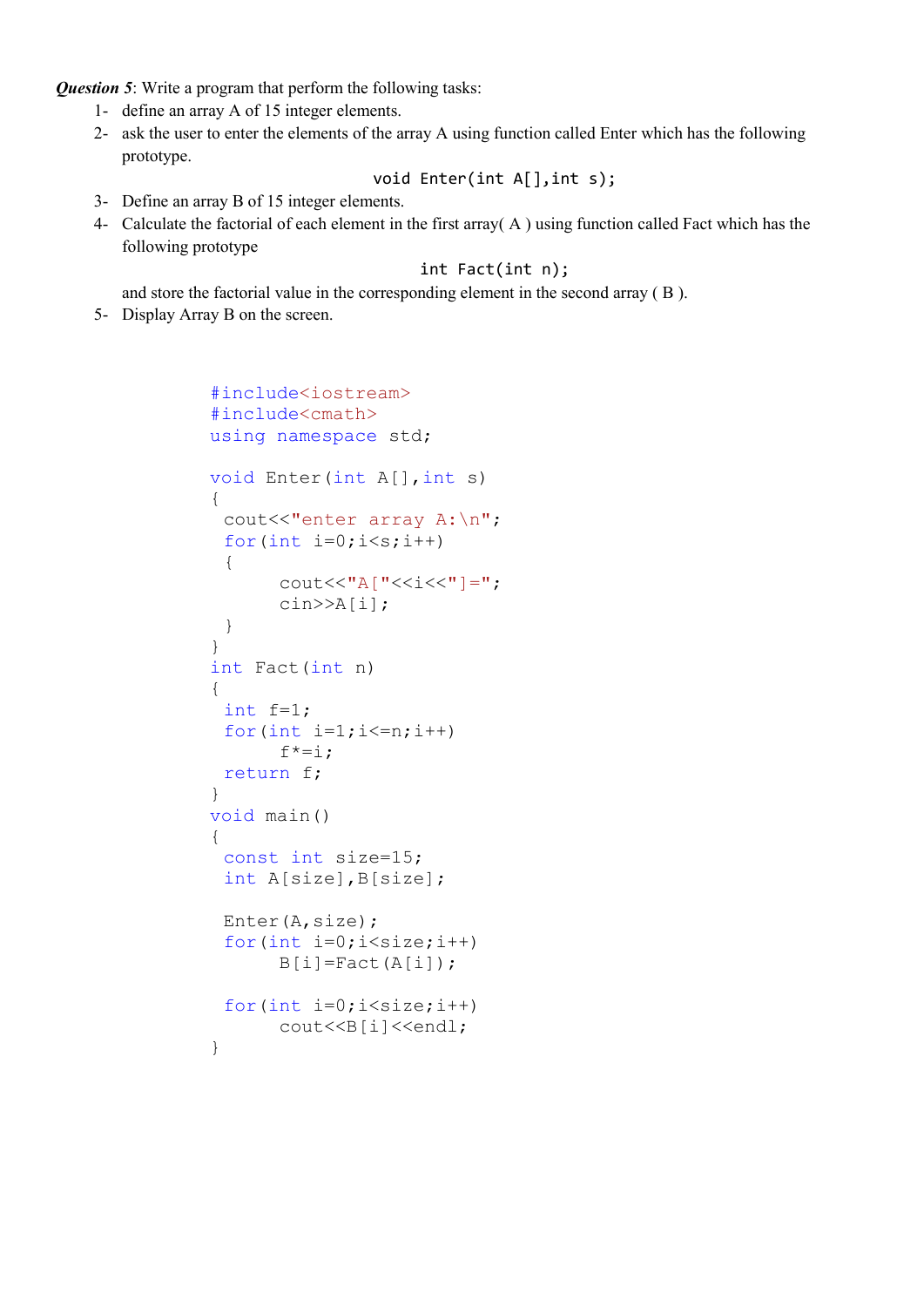***Question 5***: Write a program that perform the following tasks:

1- define an array A of 15 integer elements.
2- ask the user to enter the elements of the array A using function called Enter which has the following prototype.

   `void Enter(int A[],int s);`

3- Define an array B of 15 integer elements.
4- Calculate the factorial of each element in the first array( A ) using function called Fact which has the following prototype

   `int Fact(int n);`

   and store the factorial value in the corresponding element in the second array ( B ).
5- Display Array B on the screen.

```
#include<iostream>
#include<cmath>
using namespace std;

void Enter(int A[],int s)
{
 cout<<"enter array A:\n";
 for(int i=0;i<s;i++)
 {
      cout<<"A["<<i<<"]=";
      cin>>A[i];
 }
}
int Fact(int n)
{
 int f=1;
 for(int i=1;i<=n;i++)
      f*=i;
 return f;
}
void main()
{
 const int size=15;
 int A[size],B[size];

 Enter(A,size);
 for(int i=0;i<size;i++)
      B[i]=Fact(A[i]);

 for(int i=0;i<size;i++)
      cout<<B[i]<<endl;
}
```